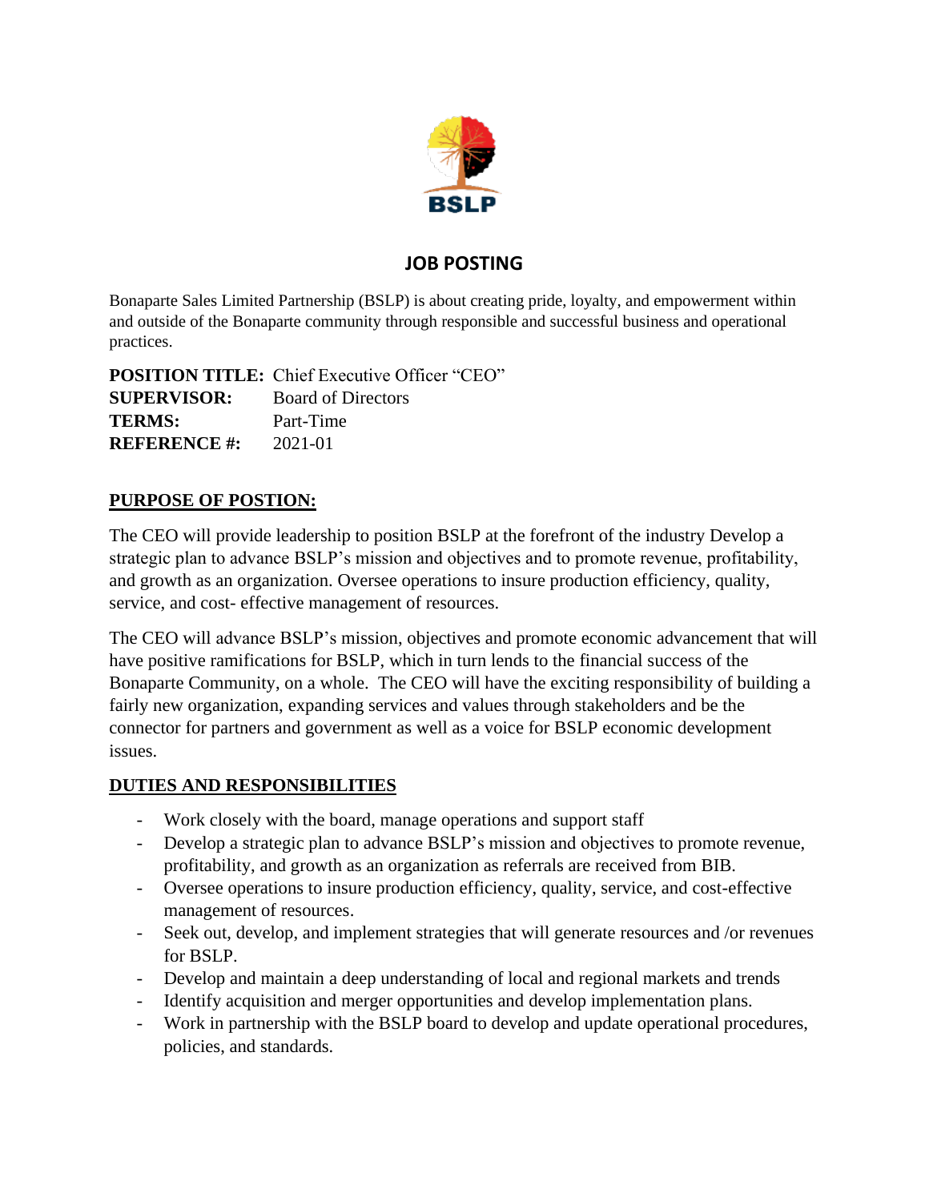BSLP

# JOB POSTING

Bonaparte Sales Limited Partnership (BSLP) is about creating pride, loyalty, and empowerment within and outside of the Bonaparte community through responsible and successful business and operational practices.

**POSITION TITLE:** Chief Executive Officer "CEO"
**SUPERVISOR:** Board of Directors
**TERMS:** Part-Time
**REFERENCE #:** 2021-01

## PURPOSE OF POSTION:

The CEO will provide leadership to position BSLP at the forefront of the industry Develop a strategic plan to advance BSLP's mission and objectives and to promote revenue, profitability, and growth as an organization. Oversee operations to insure production efficiency, quality, service, and cost- effective management of resources.

The CEO will advance BSLP's mission, objectives and promote economic advancement that will have positive ramifications for BSLP, which in turn lends to the financial success of the Bonaparte Community, on a whole. The CEO will have the exciting responsibility of building a fairly new organization, expanding services and values through stakeholders and be the connector for partners and government as well as a voice for BSLP economic development issues.

## DUTIES AND RESPONSIBILITIES

- Work closely with the board, manage operations and support staff
- Develop a strategic plan to advance BSLP's mission and objectives to promote revenue, profitability, and growth as an organization as referrals are received from BIB.
- Oversee operations to insure production efficiency, quality, service, and cost-effective management of resources.
- Seek out, develop, and implement strategies that will generate resources and /or revenues for BSLP.
- Develop and maintain a deep understanding of local and regional markets and trends
- Identify acquisition and merger opportunities and develop implementation plans.
- Work in partnership with the BSLP board to develop and update operational procedures, policies, and standards.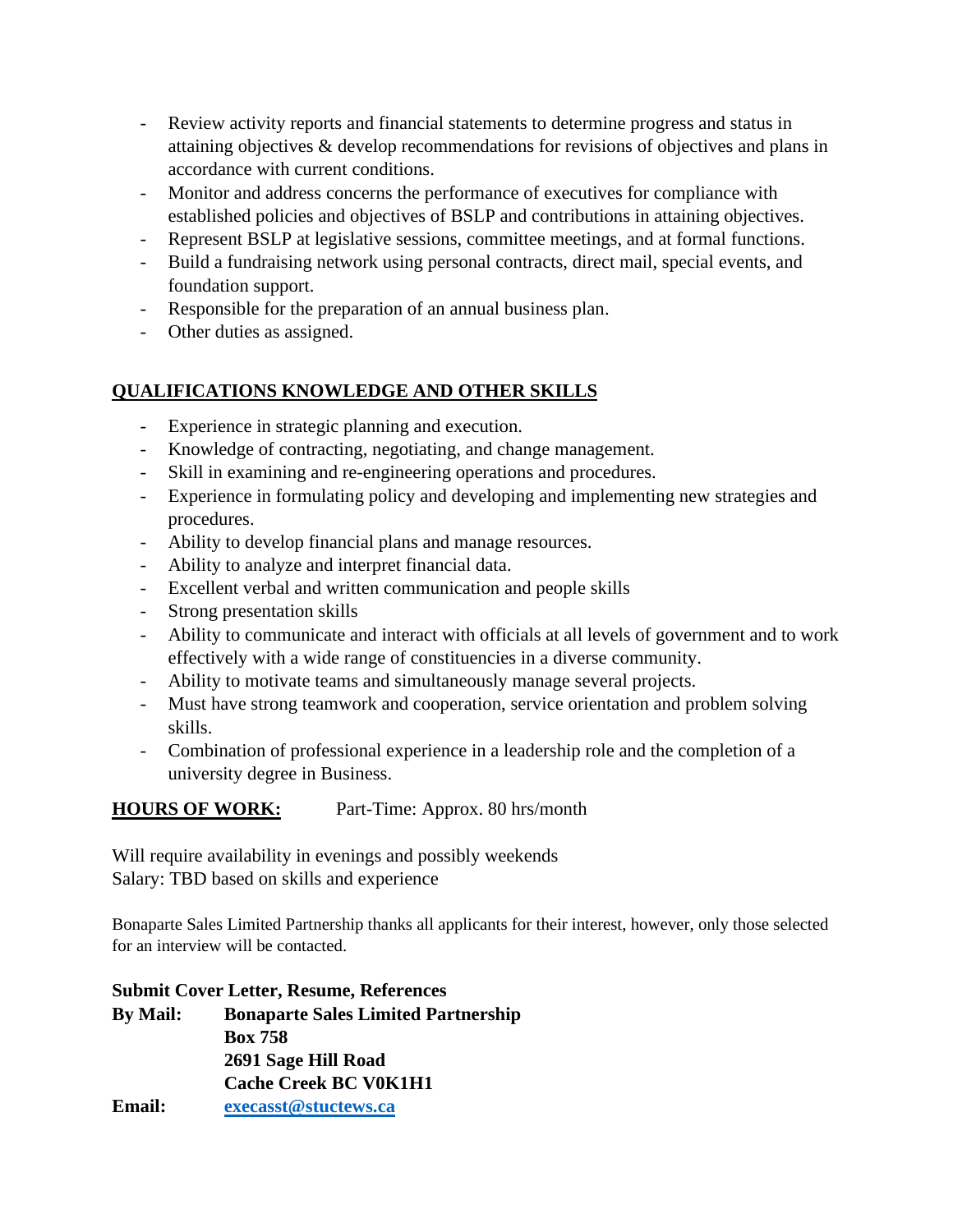- Review activity reports and financial statements to determine progress and status in attaining objectives & develop recommendations for revisions of objectives and plans in accordance with current conditions.
- Monitor and address concerns the performance of executives for compliance with established policies and objectives of BSLP and contributions in attaining objectives.
- Represent BSLP at legislative sessions, committee meetings, and at formal functions.
- Build a fundraising network using personal contracts, direct mail, special events, and foundation support.
- Responsible for the preparation of an annual business plan.
- Other duties as assigned.

## QUALIFICATIONS KNOWLEDGE AND OTHER SKILLS

- Experience in strategic planning and execution.
- Knowledge of contracting, negotiating, and change management.
- Skill in examining and re-engineering operations and procedures.
- Experience in formulating policy and developing and implementing new strategies and procedures.
- Ability to develop financial plans and manage resources.
- Ability to analyze and interpret financial data.
- Excellent verbal and written communication and people skills
- Strong presentation skills
- Ability to communicate and interact with officials at all levels of government and to work effectively with a wide range of constituencies in a diverse community.
- Ability to motivate teams and simultaneously manage several projects.
- Must have strong teamwork and cooperation, service orientation and problem solving skills.
- Combination of professional experience in a leadership role and the completion of a university degree in Business.

**HOURS OF WORK:** Part-Time: Approx. 80 hrs/month

Will require availability in evenings and possibly weekends
Salary: TBD based on skills and experience

Bonaparte Sales Limited Partnership thanks all applicants for their interest, however, only those selected for an interview will be contacted.

**Submit Cover Letter, Resume, References**

**By Mail:** **Bonaparte Sales Limited Partnership**
**Box 758**
**2691 Sage Hill Road**
**Cache Creek BC V0K1H1**

**Email:** **execasst@stuctews.ca**